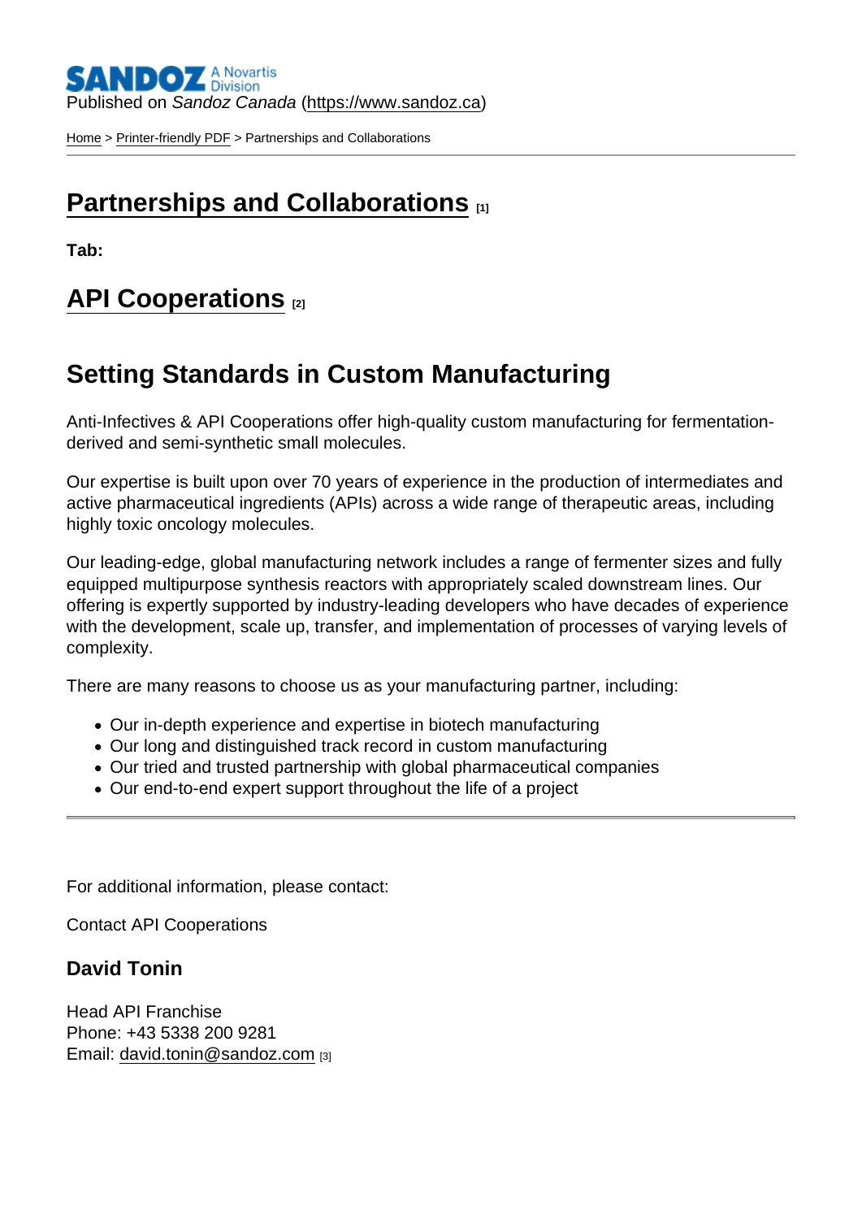Published on *Sandoz Canada* (https://www.sandoz.ca)

Home > Printer-friendly PDF > Partnerships and Collaborations

# Partnerships and Collaborations [1]

**Tab:**

## API Cooperations [2]

## Setting Standards in Custom Manufacturing

Anti-Infectives & API Cooperations offer high-quality custom manufacturing for fermentation-derived and semi-synthetic small molecules.

Our expertise is built upon over 70 years of experience in the production of intermediates and active pharmaceutical ingredients (APIs) across a wide range of therapeutic areas, including highly toxic oncology molecules.

Our leading-edge, global manufacturing network includes a range of fermenter sizes and fully equipped multipurpose synthesis reactors with appropriately scaled downstream lines. Our offering is expertly supported by industry-leading developers who have decades of experience with the development, scale up, transfer, and implementation of processes of varying levels of complexity.

There are many reasons to choose us as your manufacturing partner, including:

- Our in-depth experience and expertise in biotech manufacturing
- Our long and distinguished track record in custom manufacturing
- Our tried and trusted partnership with global pharmaceutical companies
- Our end-to-end expert support throughout the life of a project

---

For additional information, please contact:

Contact API Cooperations

### David Tonin

Head API Franchise
Phone: +43 5338 200 9281
Email: david.tonin@sandoz.com [3]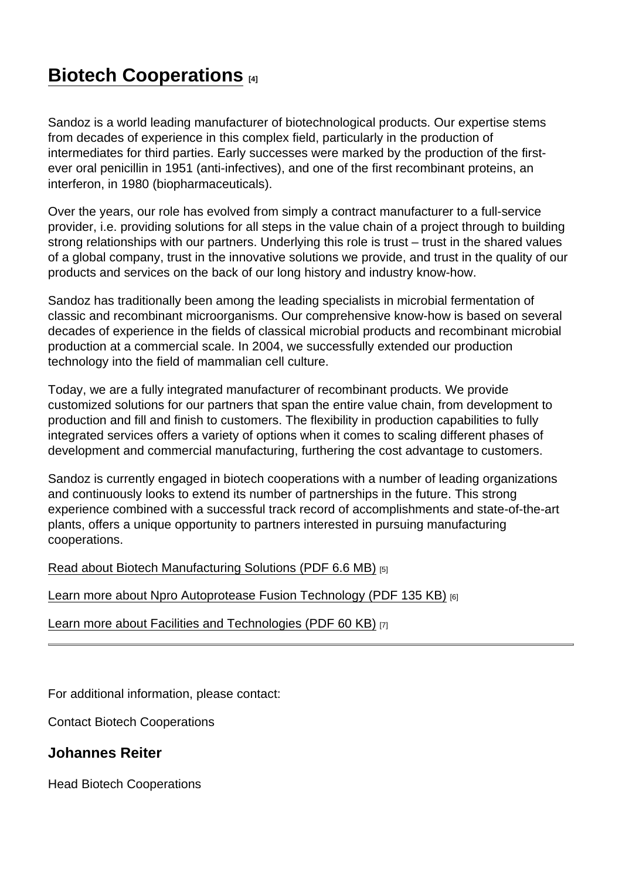# Biotech Cooperations [4]

Sandoz is a world leading manufacturer of biotechnological products. Our expertise stems from decades of experience in this complex field, particularly in the production of intermediates for third parties. Early successes were marked by the production of the first-ever oral penicillin in 1951 (anti-infectives), and one of the first recombinant proteins, an interferon, in 1980 (biopharmaceuticals).

Over the years, our role has evolved from simply a contract manufacturer to a full-service provider, i.e. providing solutions for all steps in the value chain of a project through to building strong relationships with our partners. Underlying this role is trust – trust in the shared values of a global company, trust in the innovative solutions we provide, and trust in the quality of our products and services on the back of our long history and industry know-how.

Sandoz has traditionally been among the leading specialists in microbial fermentation of classic and recombinant microorganisms. Our comprehensive know-how is based on several decades of experience in the fields of classical microbial products and recombinant microbial production at a commercial scale. In 2004, we successfully extended our production technology into the field of mammalian cell culture.

Today, we are a fully integrated manufacturer of recombinant products. We provide customized solutions for our partners that span the entire value chain, from development to production and fill and finish to customers. The flexibility in production capabilities to fully integrated services offers a variety of options when it comes to scaling different phases of development and commercial manufacturing, furthering the cost advantage to customers.

Sandoz is currently engaged in biotech cooperations with a number of leading organizations and continuously looks to extend its number of partnerships in the future. This strong experience combined with a successful track record of accomplishments and state-of-the-art plants, offers a unique opportunity to partners interested in pursuing manufacturing cooperations.

Read about Biotech Manufacturing Solutions (PDF 6.6 MB) [5]

Learn more about Npro Autoprotease Fusion Technology (PDF 135 KB) [6]

Learn more about Facilities and Technologies (PDF 60 KB) [7]

---

For additional information, please contact:

Contact Biotech Cooperations

### Johannes Reiter

Head Biotech Cooperations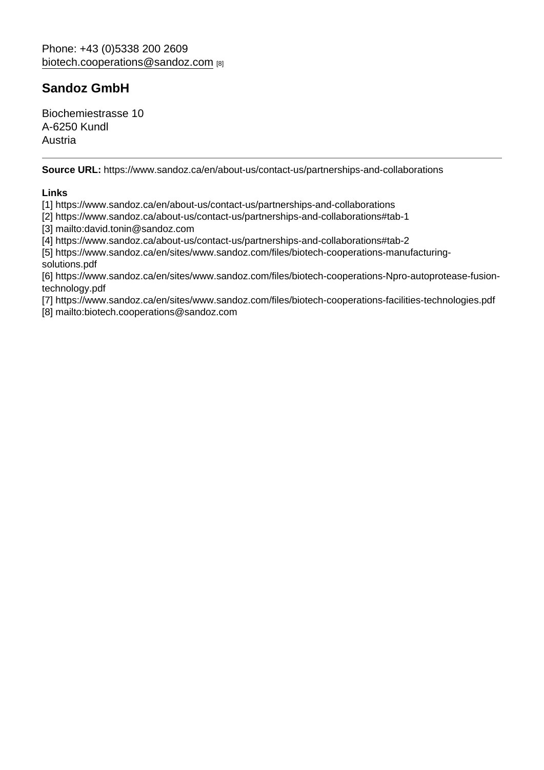Phone: +43 (0)5338 200 2609
biotech.cooperations@sandoz.com [8]

## Sandoz GmbH

Biochemiestrasse 10
A-6250 Kundl
Austria

---

**Source URL:** https://www.sandoz.ca/en/about-us/contact-us/partnerships-and-collaborations

**Links**

[1] https://www.sandoz.ca/en/about-us/contact-us/partnerships-and-collaborations
[2] https://www.sandoz.ca/about-us/contact-us/partnerships-and-collaborations#tab-1
[3] mailto:david.tonin@sandoz.com
[4] https://www.sandoz.ca/about-us/contact-us/partnerships-and-collaborations#tab-2
[5] https://www.sandoz.ca/en/sites/www.sandoz.com/files/biotech-cooperations-manufacturing-solutions.pdf
[6] https://www.sandoz.ca/en/sites/www.sandoz.com/files/biotech-cooperations-Npro-autoprotease-fusion-technology.pdf
[7] https://www.sandoz.ca/en/sites/www.sandoz.com/files/biotech-cooperations-facilities-technologies.pdf
[8] mailto:biotech.cooperations@sandoz.com